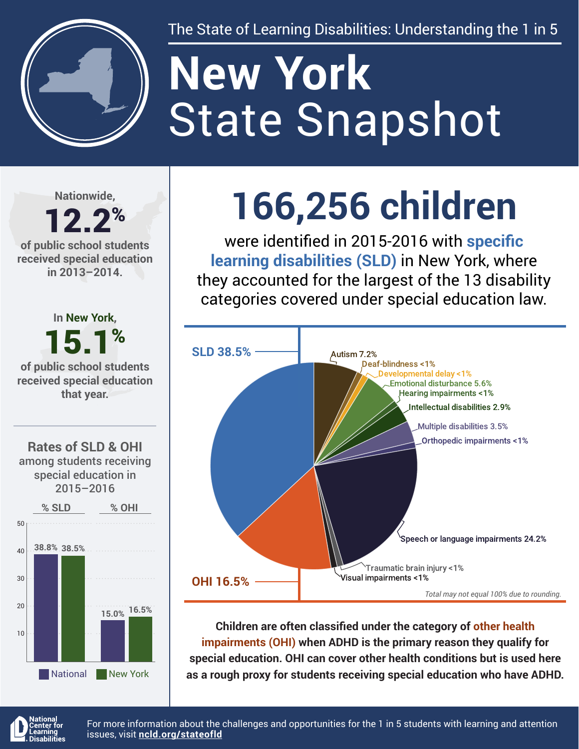The State of Learning Disabilities: Understanding the 1 in 5

# New York State Snapshot

Nationwide, **12.2%** of public school students received special education in 2013–2014.

In New York, **15.1%** of public school students received special education that year.

## 166,256 children

were identified in 2015-2016 with **specific learning disabilities (SLD)** in New York, where they accounted for the largest of the 13 disability categories covered under special education law.

### Rates of SLD & OHI among students receiving special education in 2015–2016

| | National | New York |
|---|---|---|
| % SLD | 38.8% | 38.5% |
| % OHI | 15.0% | 16.5% |

| Disability category | Percent |
|---|---|
| SLD | 38.5% |
| Autism | 7.2% |
| Deaf-blindness | <1% |
| Developmental delay | <1% |
| Emotional disturbance | 5.6% |
| Hearing impairments | <1% |
| Intellectual disabilities | 2.9% |
| Multiple disabilities | 3.5% |
| Orthopedic impairments | <1% |
| Speech or language impairments | 24.2% |
| Traumatic brain injury | <1% |
| Visual impairments | <1% |
| OHI | 16.5% |

*Total may not equal 100% due to rounding.*

**Children are often classified under the category of other health impairments (OHI) when ADHD is the primary reason they qualify for special education. OHI can cover other health conditions but is used here as a rough proxy for students receiving special education who have ADHD.**

National Center for Learning Disabilities

For more information about the challenges and opportunities for the 1 in 5 students with learning and attention issues, visit **ncld.org/stateofld**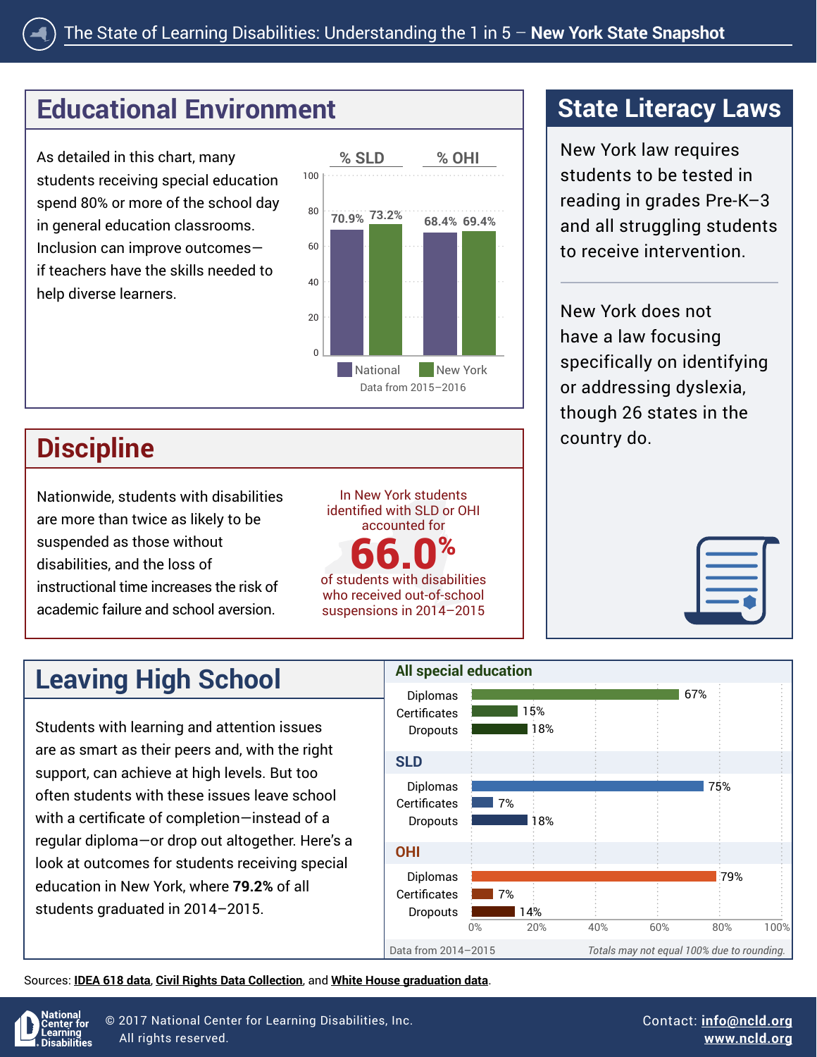# The State of Learning Disabilities: Understanding the 1 in 5 – **New York State Snapshot**

## Educational Environment

As detailed in this chart, many students receiving special education spend 80% or more of the school day in general education classrooms. Inclusion can improve outcomes—if teachers have the skills needed to help diverse learners.

% SLD
% OHI
100
80
60
40
20
0
70.9%
73.2%
68.4%
69.4%
National
New York
Data from 2015–2016

## State Literacy Laws

New York law requires students to be tested in reading in grades Pre-K–3 and all struggling students to receive intervention.

New York does not have a law focusing specifically on identifying or addressing dyslexia, though 26 states in the country do.

## Discipline

Nationwide, students with disabilities are more than twice as likely to be suspended as those without disabilities, and the loss of instructional time increases the risk of academic failure and school aversion.

In New York students identified with SLD or OHI accounted for

**66.0%**

of students with disabilities who received out-of-school suspensions in 2014–2015

## Leaving High School

Students with learning and attention issues are as smart as their peers and, with the right support, can achieve at high levels. But too often students with these issues leave school with a certificate of completion—instead of a regular diploma—or drop out altogether. Here's a look at outcomes for students receiving special education in New York, where **79.2%** of all students graduated in 2014–2015.

**All special education**
Diplomas 67%
Certificates 15%
Dropouts 18%

**SLD**
Diplomas 75%
Certificates 7%
Dropouts 18%

**OHI**
Diplomas 79%
Certificates 7%
Dropouts 14%

0%
20%
40%
60%
80%
100%

Data from 2014–2015

*Totals may not equal 100% due to rounding.*

Sources: **IDEA 618 data**, **Civil Rights Data Collection**, and **White House graduation data**.

National Center for Learning Disabilities

© 2017 National Center for Learning Disabilities, Inc. All rights reserved.

Contact: **info@ncld.org**
**www.ncld.org**